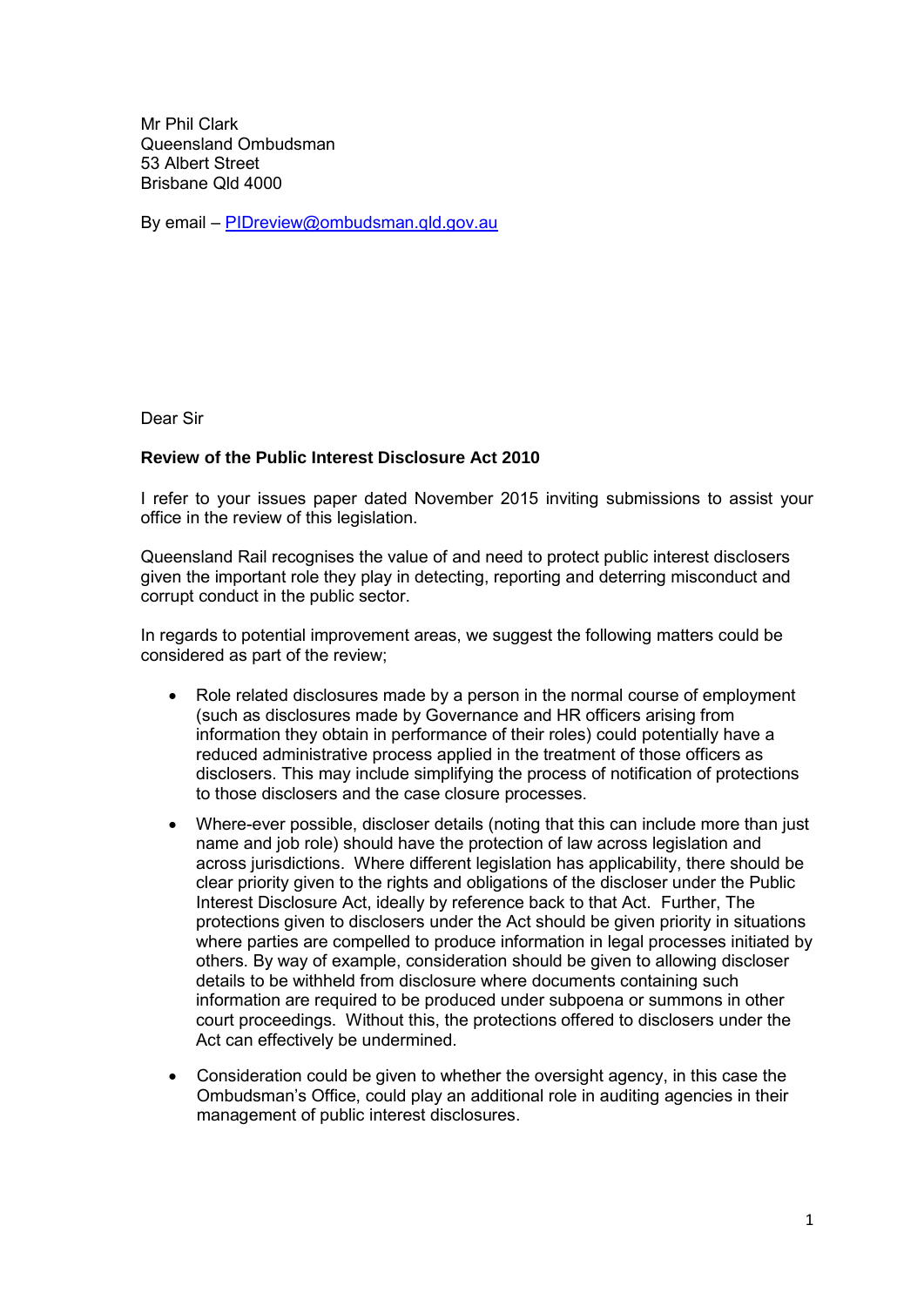Mr Phil Clark
Queensland Ombudsman
53 Albert Street
Brisbane Qld 4000

By email – [PIDreview@ombudsman.qld.gov.au](mailto:PIDreview@ombudsman.qld.gov.au)

Dear Sir

**Review of the Public Interest Disclosure Act 2010**

I refer to your issues paper dated November 2015 inviting submissions to assist your office in the review of this legislation.

Queensland Rail recognises the value of and need to protect public interest disclosers given the important role they play in detecting, reporting and deterring misconduct and corrupt conduct in the public sector.

In regards to potential improvement areas, we suggest the following matters could be considered as part of the review;

- Role related disclosures made by a person in the normal course of employment (such as disclosures made by Governance and HR officers arising from information they obtain in performance of their roles) could potentially have a reduced administrative process applied in the treatment of those officers as disclosers. This may include simplifying the process of notification of protections to those disclosers and the case closure processes.
- Where-ever possible, discloser details (noting that this can include more than just name and job role) should have the protection of law across legislation and across jurisdictions. Where different legislation has applicability, there should be clear priority given to the rights and obligations of the discloser under the Public Interest Disclosure Act, ideally by reference back to that Act. Further, The protections given to disclosers under the Act should be given priority in situations where parties are compelled to produce information in legal processes initiated by others. By way of example, consideration should be given to allowing discloser details to be withheld from disclosure where documents containing such information are required to be produced under subpoena or summons in other court proceedings. Without this, the protections offered to disclosers under the Act can effectively be undermined.
- Consideration could be given to whether the oversight agency, in this case the Ombudsman's Office, could play an additional role in auditing agencies in their management of public interest disclosures.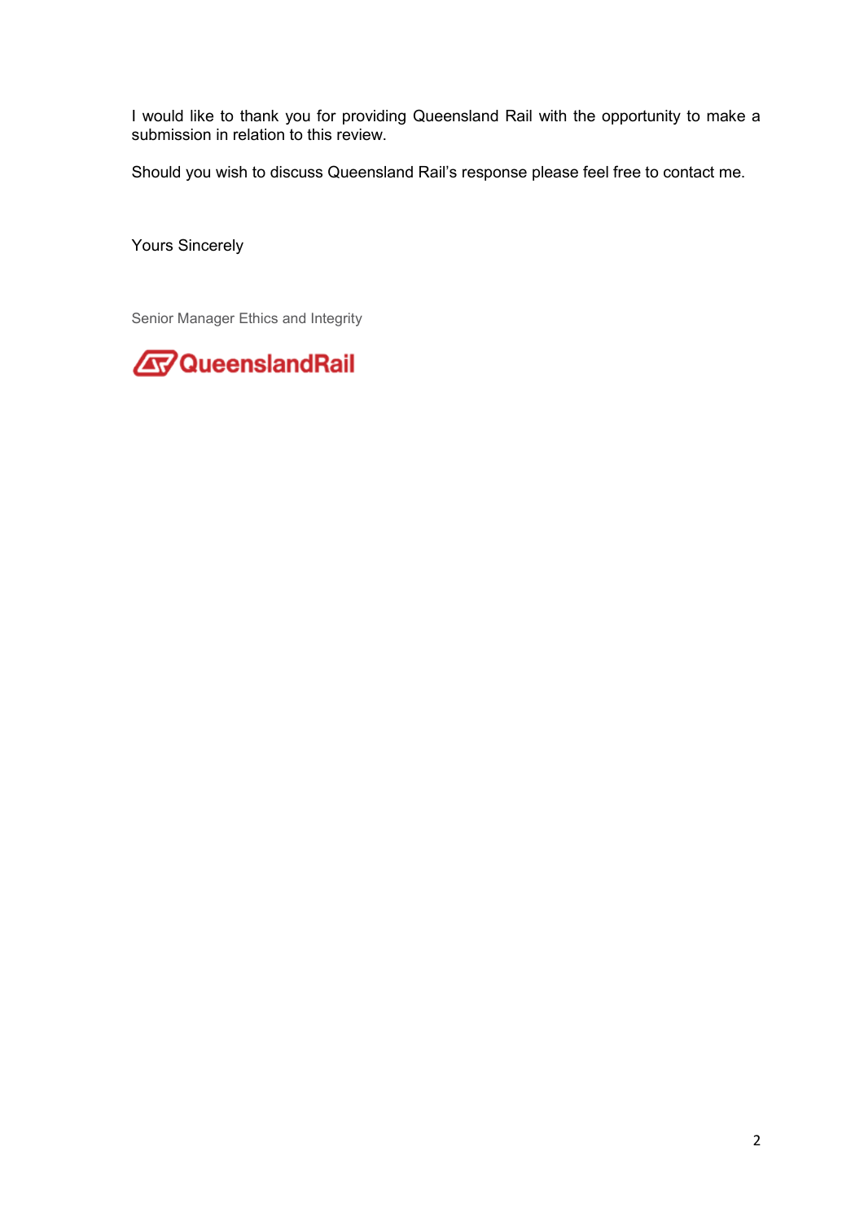I would like to thank you for providing Queensland Rail with the opportunity to make a submission in relation to this review.

Should you wish to discuss Queensland Rail's response please feel free to contact me.

Yours Sincerely

Senior Manager Ethics and Integrity

QueenslandRail